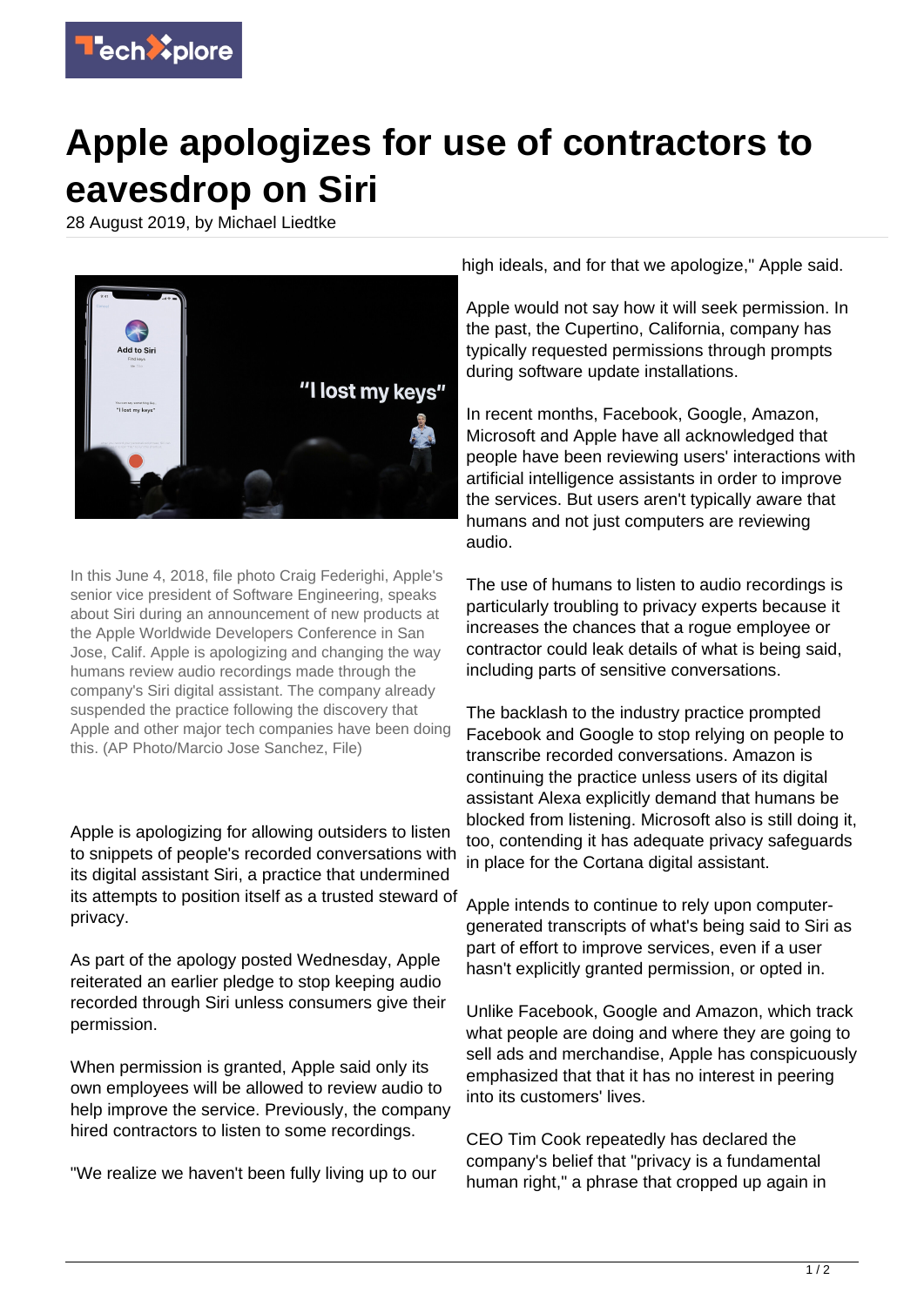# Apple apologizes for use of contractors to eavesdrop on Siri

28 August 2019, by Michael Liedtke

In this June 4, 2018, file photo Craig Federighi, Apple's senior vice president of Software Engineering, speaks about Siri during an announcement of new products at the Apple Worldwide Developers Conference in San Jose, Calif. Apple is apologizing and changing the way humans review audio recordings made through the company's Siri digital assistant. The company already suspended the practice following the discovery that Apple and other major tech companies have been doing this. (AP Photo/Marcio Jose Sanchez, File)

Apple is apologizing for allowing outsiders to listen to snippets of people's recorded conversations with its digital assistant Siri, a practice that undermined its attempts to position itself as a trusted steward of privacy.

As part of the apology posted Wednesday, Apple reiterated an earlier pledge to stop keeping audio recorded through Siri unless consumers give their permission.

When permission is granted, Apple said only its own employees will be allowed to review audio to help improve the service. Previously, the company hired contractors to listen to some recordings.

"We realize we haven't been fully living up to our high ideals, and for that we apologize," Apple said.

Apple would not say how it will seek permission. In the past, the Cupertino, California, company has typically requested permissions through prompts during software update installations.

In recent months, Facebook, Google, Amazon, Microsoft and Apple have all acknowledged that people have been reviewing users' interactions with artificial intelligence assistants in order to improve the services. But users aren't typically aware that humans and not just computers are reviewing audio.

The use of humans to listen to audio recordings is particularly troubling to privacy experts because it increases the chances that a rogue employee or contractor could leak details of what is being said, including parts of sensitive conversations.

The backlash to the industry practice prompted Facebook and Google to stop relying on people to transcribe recorded conversations. Amazon is continuing the practice unless users of its digital assistant Alexa explicitly demand that humans be blocked from listening. Microsoft also is still doing it, too, contending it has adequate privacy safeguards in place for the Cortana digital assistant.

Apple intends to continue to rely upon computer-generated transcripts of what's being said to Siri as part of effort to improve services, even if a user hasn't explicitly granted permission, or opted in.

Unlike Facebook, Google and Amazon, which track what people are doing and where they are going to sell ads and merchandise, Apple has conspicuously emphasized that that it has no interest in peering into its customers' lives.

CEO Tim Cook repeatedly has declared the company's belief that "privacy is a fundamental human right," a phrase that cropped up again in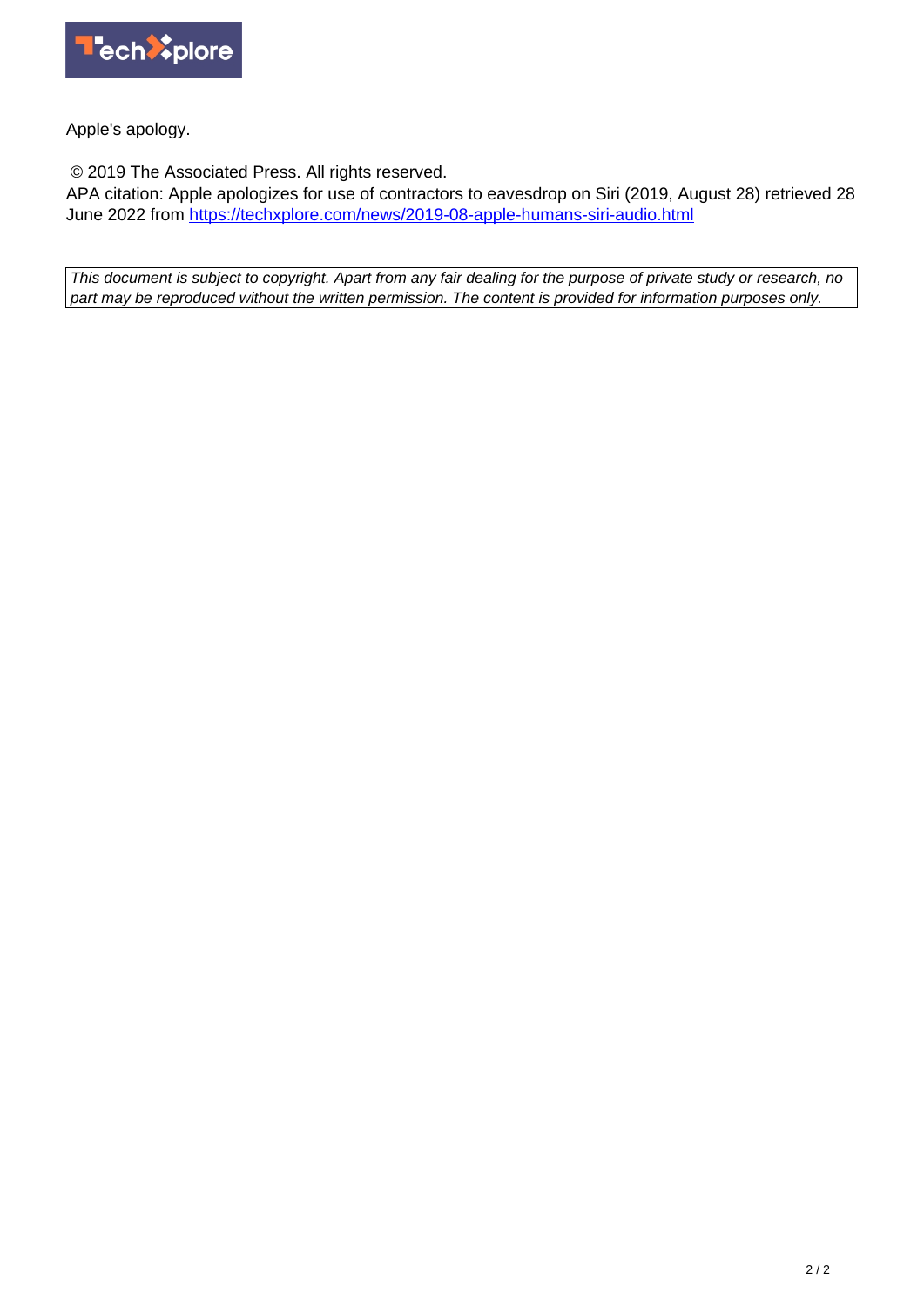Apple's apology.

© 2019 The Associated Press. All rights reserved.
APA citation: Apple apologizes for use of contractors to eavesdrop on Siri (2019, August 28) retrieved 28 June 2022 from https://techxplore.com/news/2019-08-apple-humans-siri-audio.html

*This document is subject to copyright. Apart from any fair dealing for the purpose of private study or research, no part may be reproduced without the written permission. The content is provided for information purposes only.*